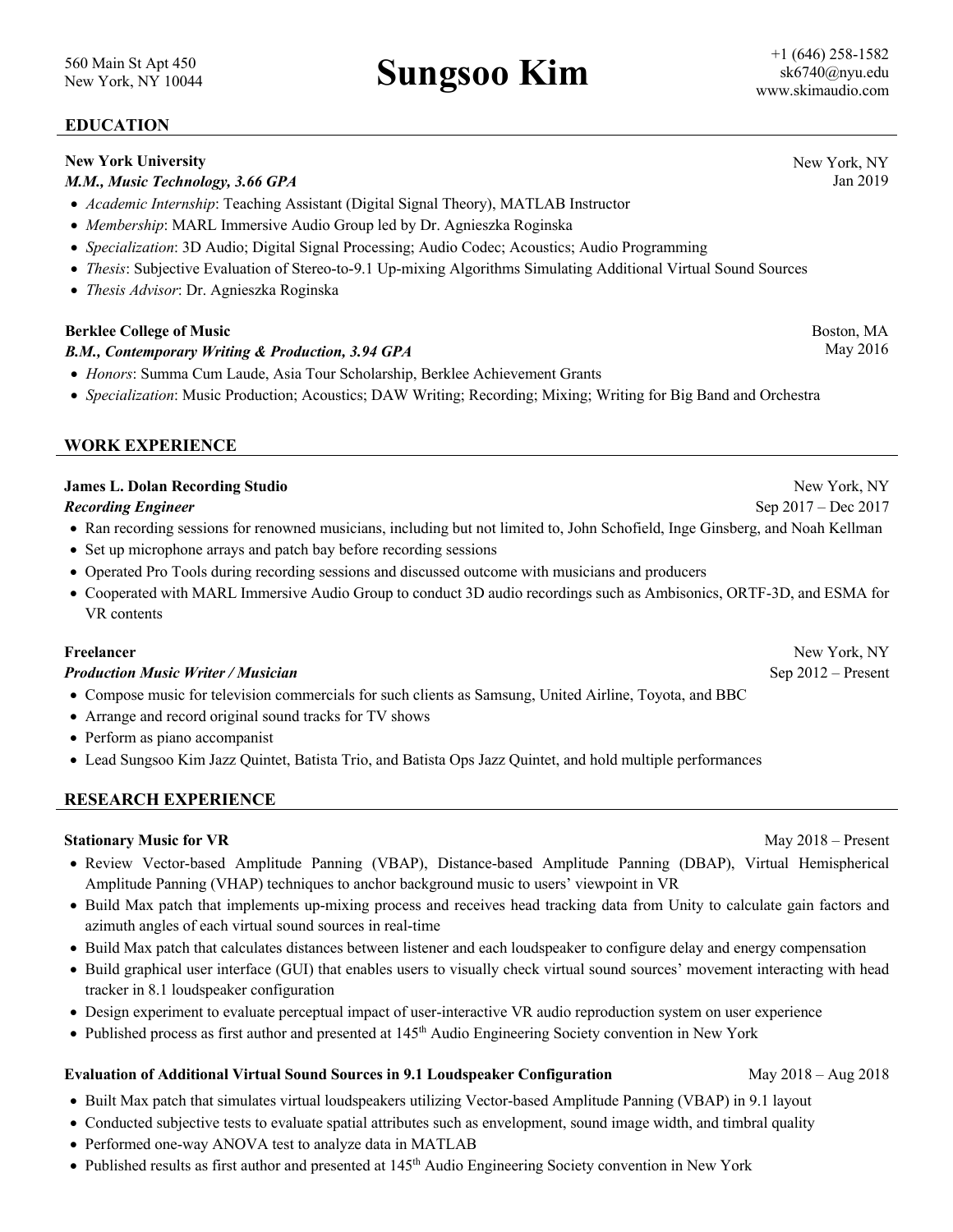560 Main St Apt 450
New York, NY 10044

# Sungsoo Kim

+1 (646) 258-1582
sk6740@nyu.edu
www.skimaudio.com

## EDUCATION

**New York University** — New York, NY
***M.M., Music Technology, 3.66 GPA*** — Jan 2019

- *Academic Internship*: Teaching Assistant (Digital Signal Theory), MATLAB Instructor
- *Membership*: MARL Immersive Audio Group led by Dr. Agnieszka Roginska
- *Specialization*: 3D Audio; Digital Signal Processing; Audio Codec; Acoustics; Audio Programming
- *Thesis*: Subjective Evaluation of Stereo-to-9.1 Up-mixing Algorithms Simulating Additional Virtual Sound Sources
- *Thesis Advisor*: Dr. Agnieszka Roginska

**Berklee College of Music** — Boston, MA
***B.M., Contemporary Writing & Production, 3.94 GPA*** — May 2016

- *Honors*: Summa Cum Laude, Asia Tour Scholarship, Berklee Achievement Grants
- *Specialization*: Music Production; Acoustics; DAW Writing; Recording; Mixing; Writing for Big Band and Orchestra

## WORK EXPERIENCE

**James L. Dolan Recording Studio** — New York, NY
***Recording Engineer*** — Sep 2017 – Dec 2017

- Ran recording sessions for renowned musicians, including but not limited to, John Schofield, Inge Ginsberg, and Noah Kellman
- Set up microphone arrays and patch bay before recording sessions
- Operated Pro Tools during recording sessions and discussed outcome with musicians and producers
- Cooperated with MARL Immersive Audio Group to conduct 3D audio recordings such as Ambisonics, ORTF-3D, and ESMA for VR contents

**Freelancer** — New York, NY
***Production Music Writer / Musician*** — Sep 2012 – Present

- Compose music for television commercials for such clients as Samsung, United Airline, Toyota, and BBC
- Arrange and record original sound tracks for TV shows
- Perform as piano accompanist
- Lead Sungsoo Kim Jazz Quintet, Batista Trio, and Batista Ops Jazz Quintet, and hold multiple performances

## RESEARCH EXPERIENCE

**Stationary Music for VR** — May 2018 – Present

- Review Vector-based Amplitude Panning (VBAP), Distance-based Amplitude Panning (DBAP), Virtual Hemispherical Amplitude Panning (VHAP) techniques to anchor background music to users' viewpoint in VR
- Build Max patch that implements up-mixing process and receives head tracking data from Unity to calculate gain factors and azimuth angles of each virtual sound sources in real-time
- Build Max patch that calculates distances between listener and each loudspeaker to configure delay and energy compensation
- Build graphical user interface (GUI) that enables users to visually check virtual sound sources' movement interacting with head tracker in 8.1 loudspeaker configuration
- Design experiment to evaluate perceptual impact of user-interactive VR audio reproduction system on user experience
- Published process as first author and presented at 145th Audio Engineering Society convention in New York

**Evaluation of Additional Virtual Sound Sources in 9.1 Loudspeaker Configuration** — May 2018 – Aug 2018

- Built Max patch that simulates virtual loudspeakers utilizing Vector-based Amplitude Panning (VBAP) in 9.1 layout
- Conducted subjective tests to evaluate spatial attributes such as envelopment, sound image width, and timbral quality
- Performed one-way ANOVA test to analyze data in MATLAB
- Published results as first author and presented at 145th Audio Engineering Society convention in New York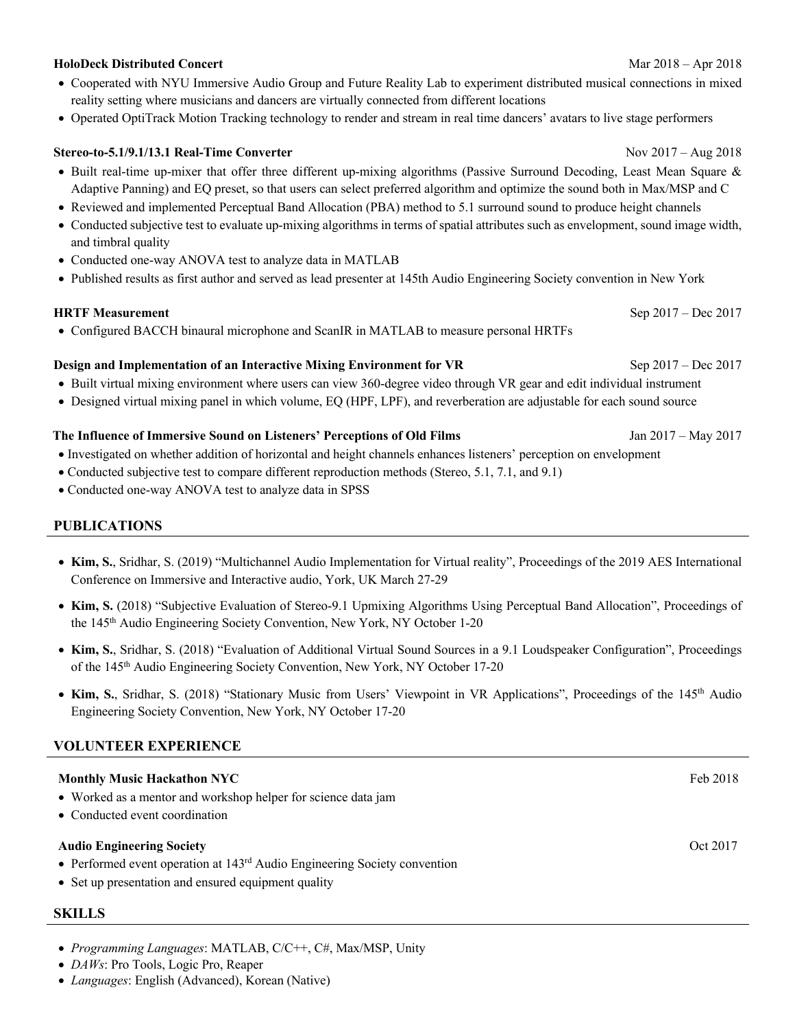**HoloDeck Distributed Concert** Mar 2018 – Apr 2018

- Cooperated with NYU Immersive Audio Group and Future Reality Lab to experiment distributed musical connections in mixed reality setting where musicians and dancers are virtually connected from different locations
- Operated OptiTrack Motion Tracking technology to render and stream in real time dancers' avatars to live stage performers

**Stereo-to-5.1/9.1/13.1 Real-Time Converter** Nov 2017 – Aug 2018

- Built real-time up-mixer that offer three different up-mixing algorithms (Passive Surround Decoding, Least Mean Square & Adaptive Panning) and EQ preset, so that users can select preferred algorithm and optimize the sound both in Max/MSP and C
- Reviewed and implemented Perceptual Band Allocation (PBA) method to 5.1 surround sound to produce height channels
- Conducted subjective test to evaluate up-mixing algorithms in terms of spatial attributes such as envelopment, sound image width, and timbral quality
- Conducted one-way ANOVA test to analyze data in MATLAB
- Published results as first author and served as lead presenter at 145th Audio Engineering Society convention in New York

**HRTF Measurement** Sep 2017 – Dec 2017

- Configured BACCH binaural microphone and ScanIR in MATLAB to measure personal HRTFs

**Design and Implementation of an Interactive Mixing Environment for VR** Sep 2017 – Dec 2017

- Built virtual mixing environment where users can view 360-degree video through VR gear and edit individual instrument
- Designed virtual mixing panel in which volume, EQ (HPF, LPF), and reverberation are adjustable for each sound source

**The Influence of Immersive Sound on Listeners' Perceptions of Old Films** Jan 2017 – May 2017

- Investigated on whether addition of horizontal and height channels enhances listeners' perception on envelopment
- Conducted subjective test to compare different reproduction methods (Stereo, 5.1, 7.1, and 9.1)
- Conducted one-way ANOVA test to analyze data in SPSS

## PUBLICATIONS

- **Kim, S.**, Sridhar, S. (2019) "Multichannel Audio Implementation for Virtual reality", Proceedings of the 2019 AES International Conference on Immersive and Interactive audio, York, UK March 27-29
- **Kim, S.** (2018) "Subjective Evaluation of Stereo-9.1 Upmixing Algorithms Using Perceptual Band Allocation", Proceedings of the 145th Audio Engineering Society Convention, New York, NY October 1-20
- **Kim, S.**, Sridhar, S. (2018) "Evaluation of Additional Virtual Sound Sources in a 9.1 Loudspeaker Configuration", Proceedings of the 145th Audio Engineering Society Convention, New York, NY October 17-20
- **Kim, S.**, Sridhar, S. (2018) "Stationary Music from Users' Viewpoint in VR Applications", Proceedings of the 145th Audio Engineering Society Convention, New York, NY October 17-20

## VOLUNTEER EXPERIENCE

**Monthly Music Hackathon NYC** Feb 2018

- Worked as a mentor and workshop helper for science data jam
- Conducted event coordination

**Audio Engineering Society** Oct 2017

- Performed event operation at 143rd Audio Engineering Society convention
- Set up presentation and ensured equipment quality

## SKILLS

- *Programming Languages*: MATLAB, C/C++, C#, Max/MSP, Unity
- *DAWs*: Pro Tools, Logic Pro, Reaper
- *Languages*: English (Advanced), Korean (Native)